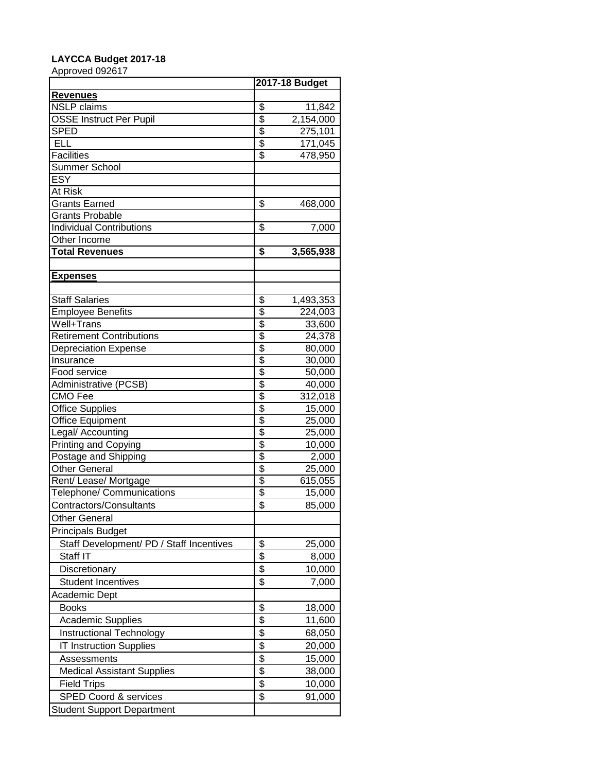**LAYCCA Budget 2017-18**

Approved 092617

| | 2017-18 Budget |
|---|---|
| **Revenues** | |
| NSLP claims | $ 11,842 |
| OSSE Instruct Per Pupil | $ 2,154,000 |
| SPED | $ 275,101 |
| ELL | $ 171,045 |
| Facilities | $ 478,950 |
| Summer School | |
| ESY | |
| At Risk | |
| Grants Earned | $ 468,000 |
| Grants Probable | |
| Individual Contributions | $ 7,000 |
| Other Income | |
| **Total Revenues** | **$ 3,565,938** |
| | |
| **Expenses** | |
| | |
| Staff Salaries | $ 1,493,353 |
| Employee Benefits | $ 224,003 |
| Well+Trans | $ 33,600 |
| Retirement Contributions | $ 24,378 |
| Depreciation Expense | $ 80,000 |
| Insurance | $ 30,000 |
| Food service | $ 50,000 |
| Administrative (PCSB) | $ 40,000 |
| CMO Fee | $ 312,018 |
| Office Supplies | $ 15,000 |
| Office Equipment | $ 25,000 |
| Legal/ Accounting | $ 25,000 |
| Printing and Copying | $ 10,000 |
| Postage and Shipping | $ 2,000 |
| Other General | $ 25,000 |
| Rent/ Lease/ Mortgage | $ 615,055 |
| Telephone/ Communications | $ 15,000 |
| Contractors/Consultants | $ 85,000 |
| Other General | |
| Principals Budget | |
| Staff Development/ PD / Staff Incentives | $ 25,000 |
| Staff IT | $ 8,000 |
| Discretionary | $ 10,000 |
| Student Incentives | $ 7,000 |
| Academic Dept | |
| Books | $ 18,000 |
| Academic Supplies | $ 11,600 |
| Instructional Technology | $ 68,050 |
| IT Instruction Supplies | $ 20,000 |
| Assessments | $ 15,000 |
| Medical Assistant Supplies | $ 38,000 |
| Field Trips | $ 10,000 |
| SPED Coord & services | $ 91,000 |
| Student Support Department | |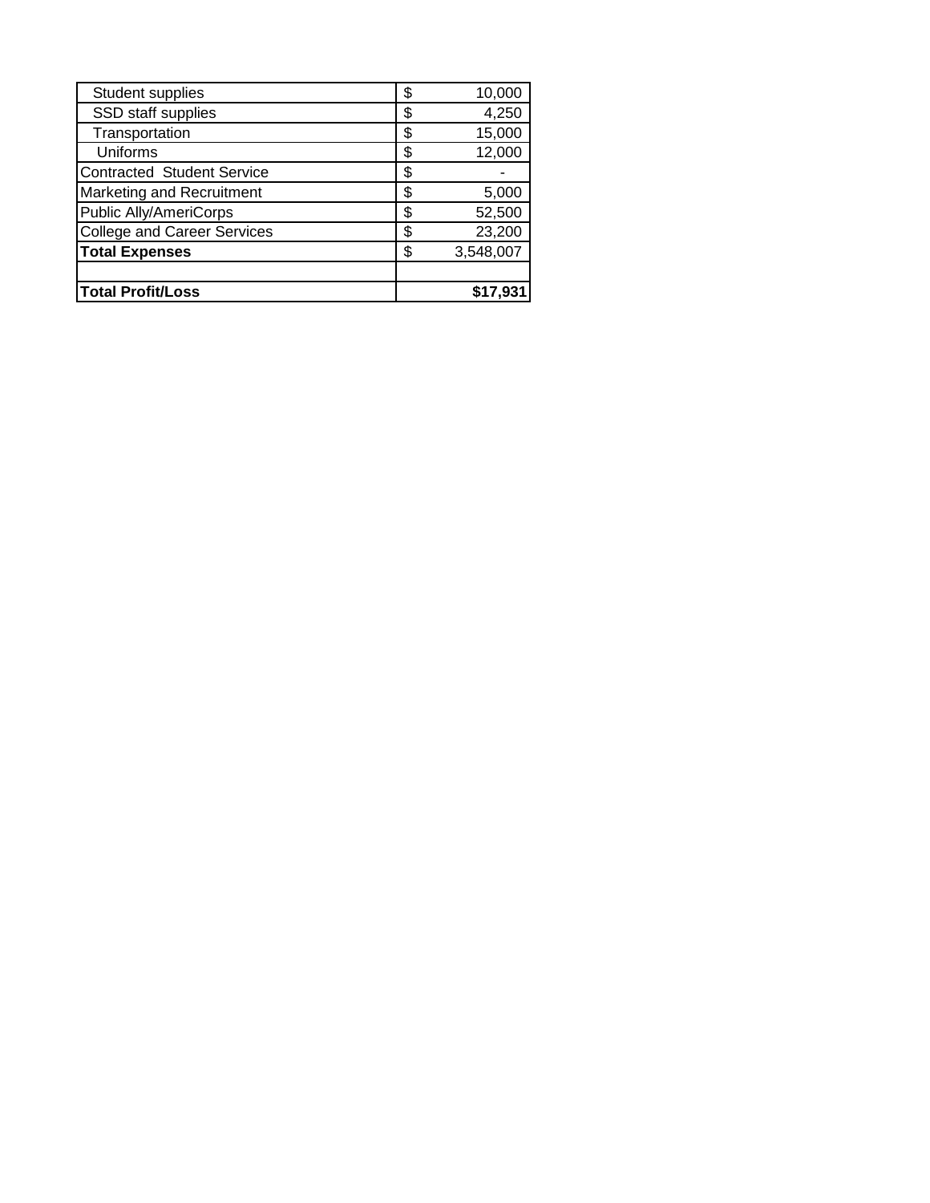| | |
|---|---|
| Student supplies | $ 10,000 |
| SSD staff supplies | $ 4,250 |
| Transportation | $ 15,000 |
| Uniforms | $ 12,000 |
| Contracted Student Service | $ - |
| Marketing and Recruitment | $ 5,000 |
| Public Ally/AmeriCorps | $ 52,500 |
| College and Career Services | $ 23,200 |
| **Total Expenses** | $ 3,548,007 |
| | |
| **Total Profit/Loss** | **$17,931** |